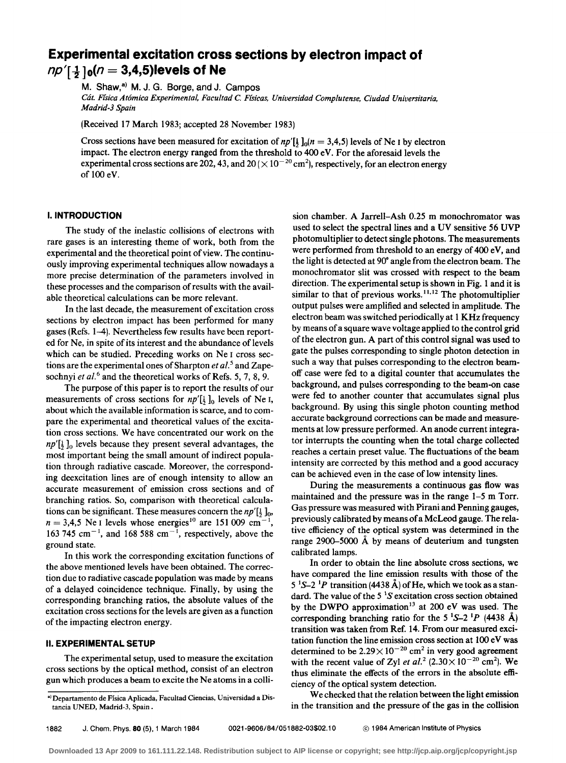# Experimental excitation cross sections by electron impact of $np'[\frac{1}{2}]_0(n = 3,4,5)$ levels of Ne

M. Shaw,[a] M. J. G. Borge, and J. Campos

*Cát. Física Atómica Experimental, Facultad C. Físicas, Universidad Complutense, Ciudad Universitaria, Madrid-3 Spain*

(Received 17 March 1983; accepted 28 November 1983)

Cross sections have been measured for excitation of $np'[\frac{1}{2}]_0(n = 3,4,5)$ levels of Ne I by electron impact. The electron energy ranged from the threshold to 400 eV. For the aforesaid levels the experimental cross sections are 202, 43, and 20 ($\times 10^{-20}$ cm$^2$), respectively, for an electron energy of 100 eV.

## I. INTRODUCTION

The study of the inelastic collisions of electrons with rare gases is an interesting theme of work, both from the experimental and the theoretical point of view. The continuously improving experimental techniques allow nowadays a more precise determination of the parameters involved in these processes and the comparison of results with the available theoretical calculations can be more relevant.

In the last decade, the measurement of excitation cross sections by electron impact has been performed for many gases (Refs. 1–4). Nevertheless few results have been reported for Ne, in spite of its interest and the abundance of levels which can be studied. Preceding works on Ne I cross sections are the experimental ones of Sharpton *et al.*[5] and Zapesochnyi *et al.*[6] and the theoretical works of Refs. 5, 7, 8, 9.

The purpose of this paper is to report the results of our measurements of cross sections for $np'[\frac{1}{2}]_0$ levels of Ne I, about which the available information is scarce, and to compare the experimental and theoretical values of the excitation cross sections. We have concentrated our work on the $np'[\frac{1}{2}]_0$ levels because they present several advantages, the most important being the small amount of indirect population through radiative cascade. Moreover, the corresponding deexcitation lines are of enough intensity to allow an accurate measurement of emission cross sections and of branching ratios. So, comparison with theoretical calculations can be significant. These measures concern the $np'[\frac{1}{2}]_0$, $n = 3,4,5$ Ne I levels whose energies[10] are 151 009 cm$^{-1}$, 163 745 cm$^{-1}$, and 168 588 cm$^{-1}$, respectively, above the ground state.

In this work the corresponding excitation functions of the above mentioned levels have been obtained. The correction due to radiative cascade population was made by means of a delayed coincidence technique. Finally, by using the corresponding branching ratios, the absolute values of the excitation cross sections for the levels are given as a function of the impacting electron energy.

## II. EXPERIMENTAL SETUP

The experimental setup, used to measure the excitation cross sections by the optical method, consist of an electron gun which produces a beam to excite the Ne atoms in a collision chamber. A Jarrell–Ash 0.25 m monochromator was used to select the spectral lines and a UV sensitive 56 UVP photomultiplier to detect single photons. The measurements were performed from threshold to an energy of 400 eV, and the light is detected at 90° angle from the electron beam. The monochromator slit was crossed with respect to the beam direction. The experimental setup is shown in Fig. 1 and it is similar to that of previous works.[11,12] The photomultiplier output pulses were amplified and selected in amplitude. The electron beam was switched periodically at 1 KHz frequency by means of a square wave voltage applied to the control grid of the electron gun. A part of this control signal was used to gate the pulses corresponding to single photon detection in such a way that pulses corresponding to the electron beam-off case were fed to a digital counter that accumulates the background, and pulses corresponding to the beam-on case were fed to another counter that accumulates signal plus background. By using this single photon counting method accurate background corrections can be made and measurements at low pressure performed. An anode current integrator interrupts the counting when the total charge collected reaches a certain preset value. The fluctuations of the beam intensity are corrected by this method and a good accuracy can be achieved even in the case of low intensity lines.

During the measurements a continuous gas flow was maintained and the pressure was in the range 1–5 m Torr. Gas pressure was measured with Pirani and Penning gauges, previously calibrated by means of a McLeod gauge. The relative efficiency of the optical system was determined in the range 2900–5000 Å by means of deuterium and tungsten calibrated lamps.

In order to obtain the line absolute cross sections, we have compared the line emission results with those of the $5\,^1S$–$2\,^1P$ transition (4438 Å) of He, which we took as a standard. The value of the $5\,^1S$ excitation cross section obtained by the DWPO approximation[13] at 200 eV was used. The corresponding branching ratio for the $5\,^1S$–$2\,^1P$ (4438 Å) transition was taken from Ref. 14. From our measured excitation function the line emission cross section at 100 eV was determined to be $2.29 \times 10^{-20}$ cm$^2$ in very good agreement with the recent value of Zyl *et al.*[2] ($2.30 \times 10^{-20}$ cm$^2$). We thus eliminate the effects of the errors in the absolute efficiency of the optical system detection.

We checked that the relation between the light emission in the transition and the pressure of the gas in the collision

[a] Departamento de Física Aplicada, Facultad Ciencias, Universidad a Distancia UNED, Madrid-3, Spain.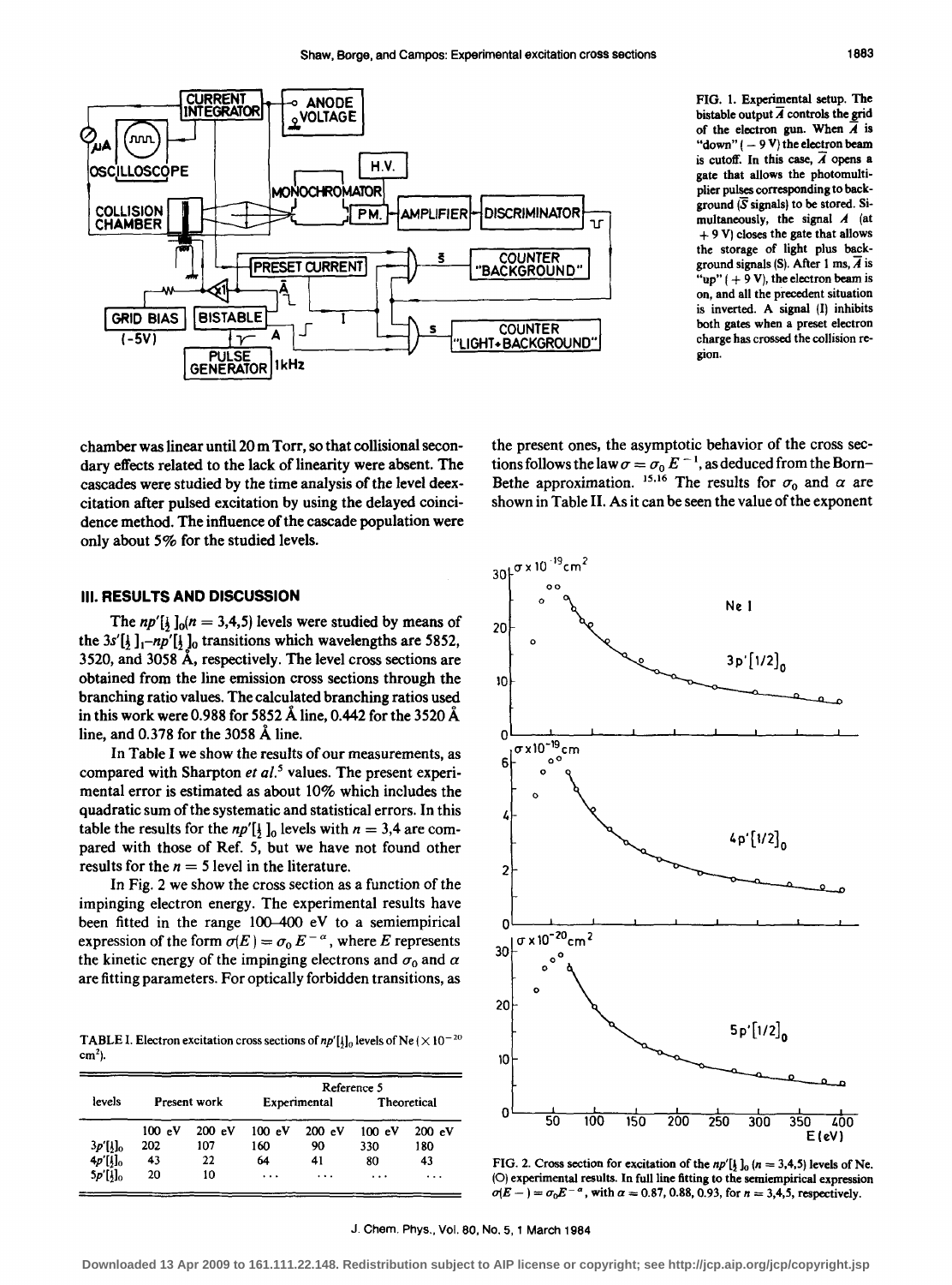FIG. 1. Experimental setup. The bistable output $\bar{A}$ controls the grid of the electron gun. When $\bar{A}$ is "down" ( $-9$ V) the electron beam is cutoff. In this case, $\bar{A}$ opens a gate that allows the photomultiplier pulses corresponding to background ($\bar{S}$ signals) to be stored. Simultaneously, the signal $A$ (at $+9$ V) closes the gate that allows the storage of light plus background signals (S). After 1 ms, $\bar{A}$ is "up" ( $+9$ V), the electron beam is on, and all the precedent situation is inverted. A signal (I) inhibits both gates when a preset electron charge has crossed the collision region.

chamber was linear until 20 m Torr, so that collisional secondary effects related to the lack of linearity were absent. The cascades were studied by the time analysis of the level deexcitation after pulsed excitation by using the delayed coincidence method. The influence of the cascade population were only about 5% for the studied levels.

## III. RESULTS AND DISCUSSION

The $np'[\frac{1}{2}]_0 (n = 3,4,5)$ levels were studied by means of the $3s'[\frac{1}{2}]_1 - np'[\frac{1}{2}]_0$ transitions which wavelengths are 5852, 3520, and 3058 Å, respectively. The level cross sections are obtained from the line emission cross sections through the branching ratio values. The calculated branching ratios used in this work were 0.988 for 5852 Å line, 0.442 for the 3520 Å line, and 0.378 for the 3058 Å line.

In Table I we show the results of our measurements, as compared with Sharpton *et al.*[5] values. The present experimental error is estimated as about 10% which includes the quadratic sum of the systematic and statistical errors. In this table the results for the $np'[\frac{1}{2}]_0$ levels with $n = 3,4$ are compared with those of Ref. 5, but we have not found other results for the $n = 5$ level in the literature.

In Fig. 2 we show the cross section as a function of the impinging electron energy. The experimental results have been fitted in the range 100–400 eV to a semiempirical expression of the form $\sigma(E) = \sigma_0 E^{-\alpha}$, where $E$ represents the kinetic energy of the impinging electrons and $\sigma_0$ and $\alpha$ are fitting parameters. For optically forbidden transitions, as the present ones, the asymptotic behavior of the cross sections follows the law $\sigma = \sigma_0 E^{-1}$, as deduced from the Born–Bethe approximation.[15,16] The results for $\sigma_0$ and $\alpha$ are shown in Table II. As it can be seen the value of the exponent

TABLE I. Electron excitation cross sections of $np'[\frac{1}{2}]_0$ levels of Ne ($\times 10^{-20}$ cm$^2$).

| levels | Present work | | Reference 5 Experimental | | Reference 5 Theoretical | |
|---|---|---|---|---|---|---|
| | 100 eV | 200 eV | 100 eV | 200 eV | 100 eV | 200 eV |
| $3p'[\frac{1}{2}]_0$ | 202 | 107 | 160 | 90 | 330 | 180 |
| $4p'[\frac{1}{2}]_0$ | 43 | 22 | 64 | 41 | 80 | 43 |
| $5p'[\frac{1}{2}]_0$ | 20 | 10 | ... | ... | ... | ... |

FIG. 2. Cross section for excitation of the $np'[\frac{1}{2}]_0$ ($n = 3,4,5$) levels of Ne. (O) experimental results. In full line fitting to the semiempirical expression $\sigma(E-) = \sigma_0 E^{-\alpha}$, with $\alpha = 0.87, 0.88, 0.93$, for $n = 3,4,5$, respectively.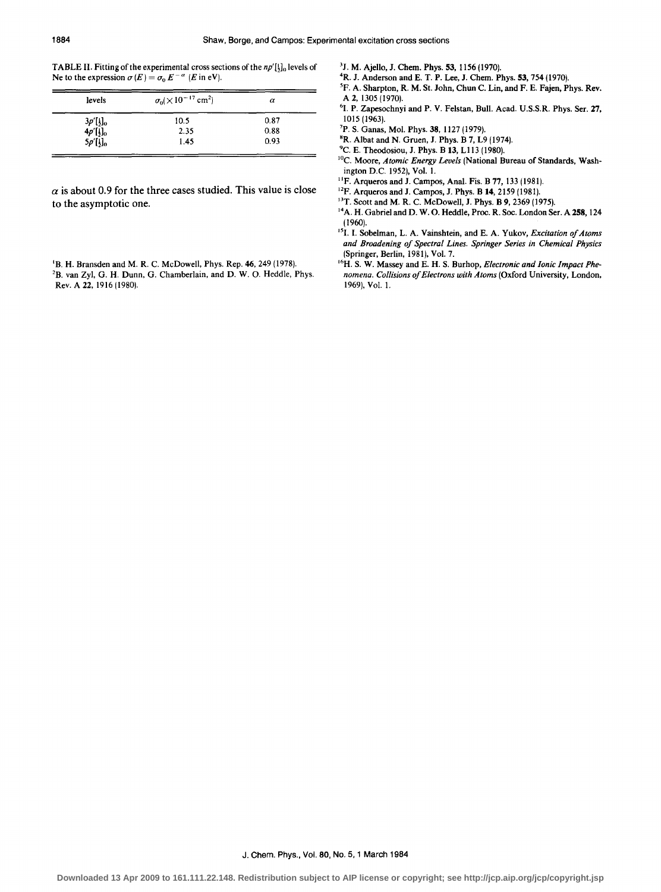TABLE II. Fitting of the experimental cross sections of the $np'[\frac{1}{2}]_0$ levels of Ne to the expression $\sigma(E) = \sigma_0 E^{-\alpha}$ ($E$ in eV).

| levels | $\sigma_0(\times 10^{-17}\ \mathrm{cm}^2)$ | $\alpha$ |
|---|---|---|
| $3p'[\frac{1}{2}]_0$ | 10.5 | 0.87 |
| $4p'[\frac{1}{2}]_0$ | 2.35 | 0.88 |
| $5p'[\frac{1}{2}]_0$ | 1.45 | 0.93 |

$\alpha$ is about 0.9 for the three cases studied. This value is close to the asymptotic one.

[1] B. H. Bransden and M. R. C. McDowell, Phys. Rep. **46**, 249 (1978).

[2] B. van Zyl, G. H. Dunn, G. Chamberlain, and D. W. O. Heddle, Phys. Rev. A **22**, 1916 (1980).

[3] J. M. Ajello, J. Chem. Phys. **53**, 1156 (1970).

[4] R. J. Anderson and E. T. P. Lee, J. Chem. Phys. **53**, 754 (1970).

[5] F. A. Sharpton, R. M. St. John, Chun C. Lin, and F. E. Fajen, Phys. Rev. A **2**, 1305 (1970).

[6] I. P. Zapesochnyi and P. V. Felstan, Bull. Acad. U.S.S.R. Phys. Ser. **27**, 1015 (1963).

[7] P. S. Ganas, Mol. Phys. **38**, 1127 (1979).

[8] R. Albat and N. Gruen, J. Phys. B **7**, L9 (1974).

[9] C. E. Theodosiou, J. Phys. B **13**, L113 (1980).

[10] C. Moore, *Atomic Energy Levels* (National Bureau of Standards, Washington D.C. 1952), Vol. 1.

[11] F. Arqueros and J. Campos, Anal. Fis. B **77**, 133 (1981).

[12] F. Arqueros and J. Campos, J. Phys. B **14**, 2159 (1981).

[13] T. Scott and M. R. C. McDowell, J. Phys. B **9**, 2369 (1975).

[14] A. H. Gabriel and D. W. O. Heddle, Proc. R. Soc. London Ser. A **258**, 124 (1960).

[15] I. I. Sobelman, L. A. Vainshtein, and E. A. Yukov, *Excitation of Atoms and Broadening of Spectral Lines. Springer Series in Chemical Physics* (Springer, Berlin, 1981), Vol. 7.

[16] H. S. W. Massey and E. H. S. Burhop, *Electronic and Ionic Impact Phenomena. Collisions of Electrons with Atoms* (Oxford University, London, 1969), Vol. 1.